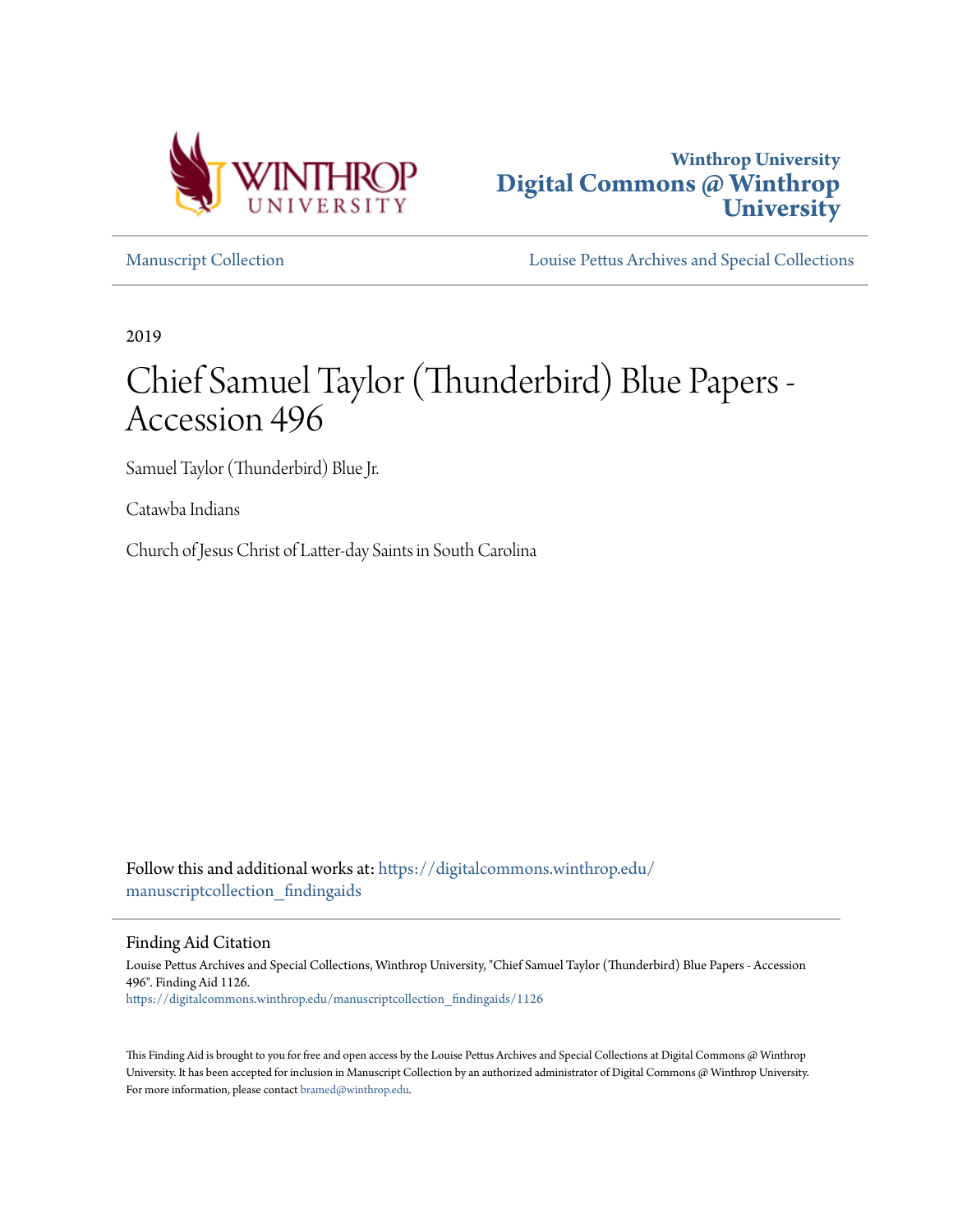Winthrop University
**Digital Commons @ Winthrop University**

Manuscript Collection | Louise Pettus Archives and Special Collections

2019

# Chief Samuel Taylor (Thunderbird) Blue Papers - Accession 496

Samuel Taylor (Thunderbird) Blue Jr.

Catawba Indians

Church of Jesus Christ of Latter-day Saints in South Carolina

Follow this and additional works at: https://digitalcommons.winthrop.edu/manuscriptcollection_findingaids

## Finding Aid Citation

Louise Pettus Archives and Special Collections, Winthrop University, "Chief Samuel Taylor (Thunderbird) Blue Papers - Accession 496". Finding Aid 1126.
https://digitalcommons.winthrop.edu/manuscriptcollection_findingaids/1126

This Finding Aid is brought to you for free and open access by the Louise Pettus Archives and Special Collections at Digital Commons @ Winthrop University. It has been accepted for inclusion in Manuscript Collection by an authorized administrator of Digital Commons @ Winthrop University. For more information, please contact bramed@winthrop.edu.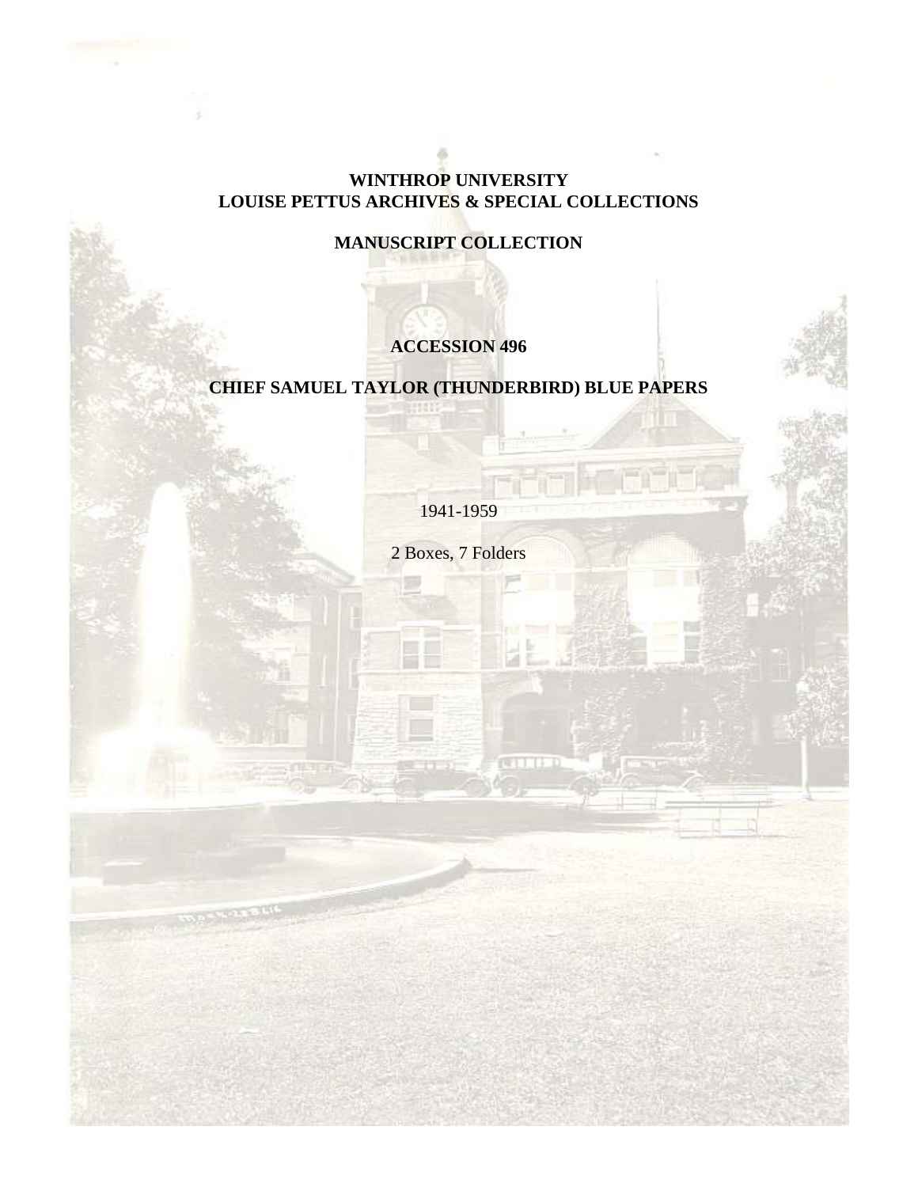**WINTHROP UNIVERSITY**
**LOUISE PETTUS ARCHIVES & SPECIAL COLLECTIONS**

**MANUSCRIPT COLLECTION**

# ACCESSION 496

# CHIEF SAMUEL TAYLOR (THUNDERBIRD) BLUE PAPERS

1941-1959

2 Boxes, 7 Folders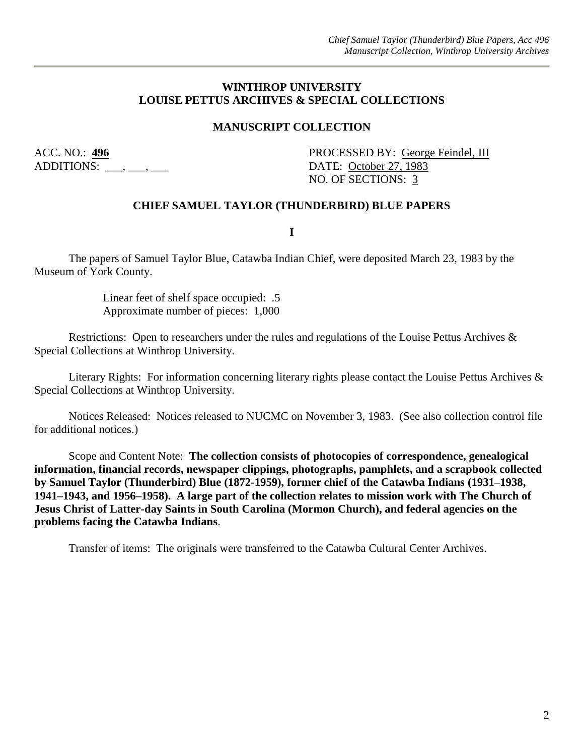**WINTHROP UNIVERSITY**
**LOUISE PETTUS ARCHIVES & SPECIAL COLLECTIONS**

**MANUSCRIPT COLLECTION**

ACC. NO.: **496**
ADDITIONS: ___, ___, ___

PROCESSED BY: George Feindel, III
DATE: October 27, 1983
NO. OF SECTIONS: 3

## CHIEF SAMUEL TAYLOR (THUNDERBIRD) BLUE PAPERS

**I**

The papers of Samuel Taylor Blue, Catawba Indian Chief, were deposited March 23, 1983 by the Museum of York County.

Linear feet of shelf space occupied: .5
Approximate number of pieces: 1,000

Restrictions: Open to researchers under the rules and regulations of the Louise Pettus Archives & Special Collections at Winthrop University.

Literary Rights: For information concerning literary rights please contact the Louise Pettus Archives & Special Collections at Winthrop University.

Notices Released: Notices released to NUCMC on November 3, 1983. (See also collection control file for additional notices.)

Scope and Content Note: **The collection consists of photocopies of correspondence, genealogical information, financial records, newspaper clippings, photographs, pamphlets, and a scrapbook collected by Samuel Taylor (Thunderbird) Blue (1872-1959), former chief of the Catawba Indians (1931–1938, 1941–1943, and 1956–1958). A large part of the collection relates to mission work with The Church of Jesus Christ of Latter-day Saints in South Carolina (Mormon Church), and federal agencies on the problems facing the Catawba Indians**.

Transfer of items: The originals were transferred to the Catawba Cultural Center Archives.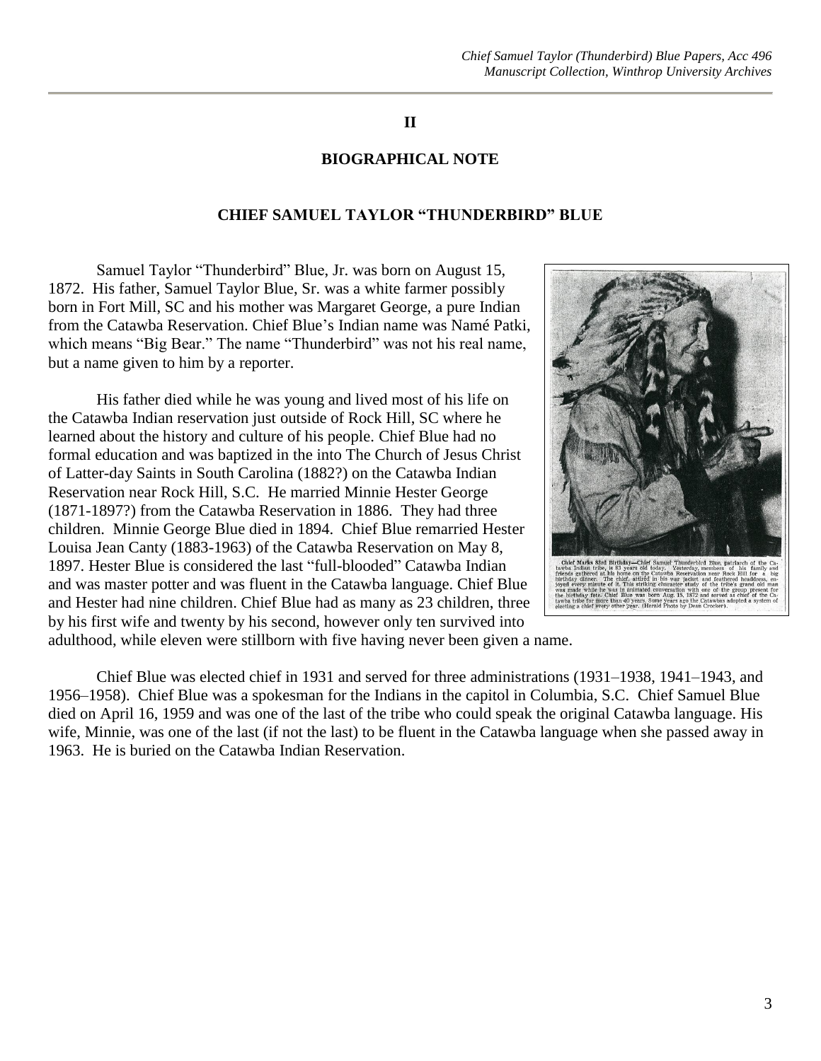## II

## BIOGRAPHICAL NOTE

### CHIEF SAMUEL TAYLOR "THUNDERBIRD" BLUE

Samuel Taylor "Thunderbird" Blue, Jr. was born on August 15, 1872. His father, Samuel Taylor Blue, Sr. was a white farmer possibly born in Fort Mill, SC and his mother was Margaret George, a pure Indian from the Catawba Reservation. Chief Blue's Indian name was Namé Patki, which means "Big Bear." The name "Thunderbird" was not his real name, but a name given to him by a reporter.

His father died while he was young and lived most of his life on the Catawba Indian reservation just outside of Rock Hill, SC where he learned about the history and culture of his people. Chief Blue had no formal education and was baptized in the into The Church of Jesus Christ of Latter-day Saints in South Carolina (1882?) on the Catawba Indian Reservation near Rock Hill, S.C. He married Minnie Hester George (1871-1897?) from the Catawba Reservation in 1886. They had three children. Minnie George Blue died in 1894. Chief Blue remarried Hester Louisa Jean Canty (1883-1963) of the Catawba Reservation on May 8, 1897. Hester Blue is considered the last "full-blooded" Catawba Indian and was master potter and was fluent in the Catawba language. Chief Blue and Hester had nine children. Chief Blue had as many as 23 children, three by his first wife and twenty by his second, however only ten survived into adulthood, while eleven were stillborn with five having never been given a name.

Chief Marks 83rd Birthday—Chief Samuel Thunderbird Blue, patriarch of the Catawba Indian tribe, is 83 years old today. Yesterday, members of his family and friends gathered at his home on the Catawba Reservation near Rock Hill for a big birthday dinner. The chief, attired in his war jacket and feathered headdress, enjoyed every minute of it. This striking character study of the tribe's grand old man was made while he was in animated conversation with one of the group present for the birthday fete. Chief Blue was born Aug. 15, 1872 and served as chief of the Catawba tribe for more than 40 years. Some years ago the Catawbas adopted a system of electing a chief every other year. (Herald Photo by Dean Crocker).

Chief Blue was elected chief in 1931 and served for three administrations (1931–1938, 1941–1943, and 1956–1958). Chief Blue was a spokesman for the Indians in the capitol in Columbia, S.C. Chief Samuel Blue died on April 16, 1959 and was one of the last of the tribe who could speak the original Catawba language. His wife, Minnie, was one of the last (if not the last) to be fluent in the Catawba language when she passed away in 1963. He is buried on the Catawba Indian Reservation.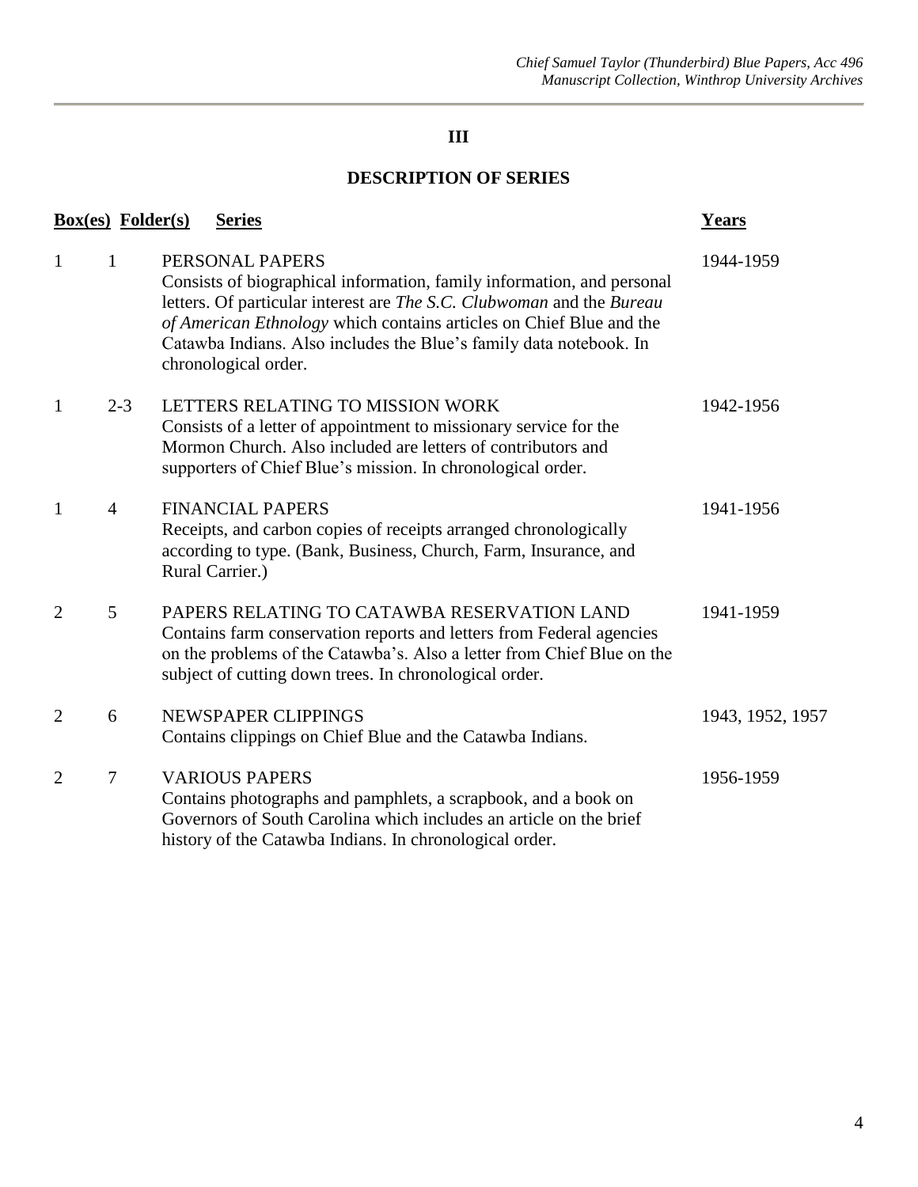## III

## DESCRIPTION OF SERIES

| Box(es) | Folder(s) | Series | Years |
|---|---|---|---|
| 1 | 1 | PERSONAL PAPERS<br>Consists of biographical information, family information, and personal letters. Of particular interest are *The S.C. Clubwoman* and the *Bureau of American Ethnology* which contains articles on Chief Blue and the Catawba Indians. Also includes the Blue's family data notebook. In chronological order. | 1944-1959 |
| 1 | 2-3 | LETTERS RELATING TO MISSION WORK<br>Consists of a letter of appointment to missionary service for the Mormon Church. Also included are letters of contributors and supporters of Chief Blue's mission. In chronological order. | 1942-1956 |
| 1 | 4 | FINANCIAL PAPERS<br>Receipts, and carbon copies of receipts arranged chronologically according to type. (Bank, Business, Church, Farm, Insurance, and Rural Carrier.) | 1941-1956 |
| 2 | 5 | PAPERS RELATING TO CATAWBA RESERVATION LAND<br>Contains farm conservation reports and letters from Federal agencies on the problems of the Catawba's. Also a letter from Chief Blue on the subject of cutting down trees. In chronological order. | 1941-1959 |
| 2 | 6 | NEWSPAPER CLIPPINGS<br>Contains clippings on Chief Blue and the Catawba Indians. | 1943, 1952, 1957 |
| 2 | 7 | VARIOUS PAPERS<br>Contains photographs and pamphlets, a scrapbook, and a book on Governors of South Carolina which includes an article on the brief history of the Catawba Indians. In chronological order. | 1956-1959 |